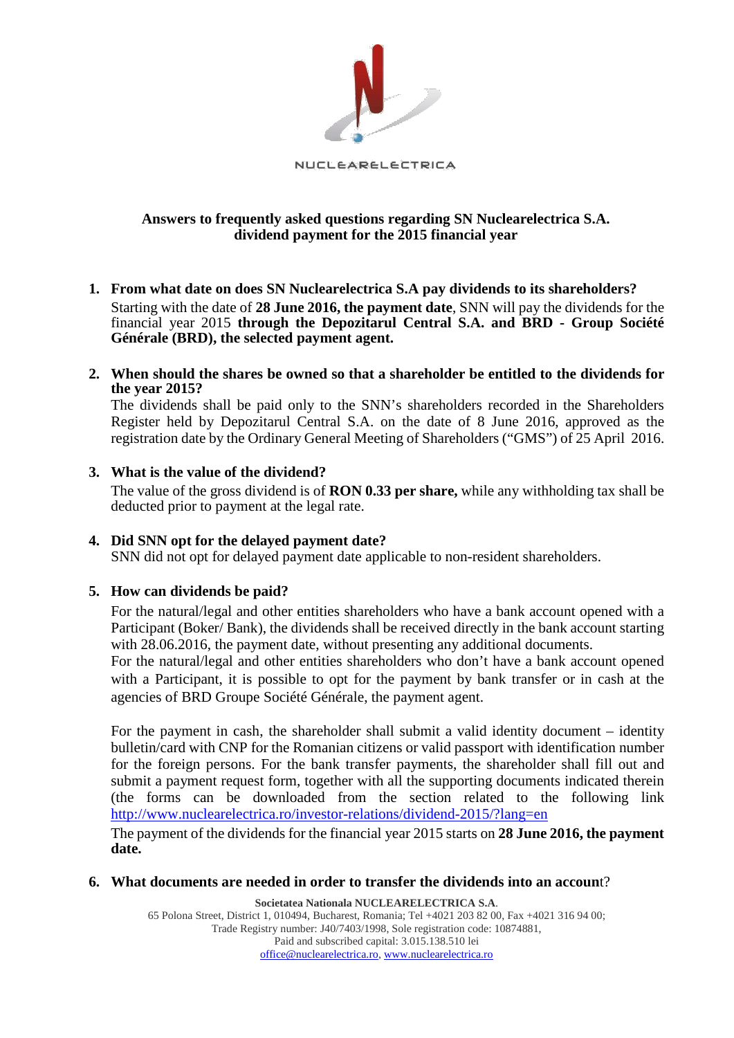NUCLEARELECTRICA

**Answers to frequently asked questions regarding SN Nuclearelectrica S.A. dividend payment for the 2015 financial year**

1. **From what date on does SN Nuclearelectrica S.A pay dividends to its shareholders?**
   Starting with the date of **28 June 2016, the payment date**, SNN will pay the dividends for the financial year 2015 **through the Depozitarul Central S.A. and BRD - Group Société Générale (BRD), the selected payment agent.**

2. **When should the shares be owned so that a shareholder be entitled to the dividends for the year 2015?**
   The dividends shall be paid only to the SNN's shareholders recorded in the Shareholders Register held by Depozitarul Central S.A. on the date of 8 June 2016, approved as the registration date by the Ordinary General Meeting of Shareholders ("GMS") of 25 April 2016.

3. **What is the value of the dividend?**
   The value of the gross dividend is of **RON 0.33 per share,** while any withholding tax shall be deducted prior to payment at the legal rate.

4. **Did SNN opt for the delayed payment date?**
   SNN did not opt for delayed payment date applicable to non-resident shareholders.

5. **How can dividends be paid?**
   For the natural/legal and other entities shareholders who have a bank account opened with a Participant (Boker/ Bank), the dividends shall be received directly in the bank account starting with 28.06.2016, the payment date, without presenting any additional documents.
   For the natural/legal and other entities shareholders who don't have a bank account opened with a Participant, it is possible to opt for the payment by bank transfer or in cash at the agencies of BRD Groupe Société Générale, the payment agent.

   For the payment in cash, the shareholder shall submit a valid identity document – identity bulletin/card with CNP for the Romanian citizens or valid passport with identification number for the foreign persons. For the bank transfer payments, the shareholder shall fill out and submit a payment request form, together with all the supporting documents indicated therein (the forms can be downloaded from the section related to the following link http://www.nuclearelectrica.ro/investor-relations/dividend-2015/?lang=en
   The payment of the dividends for the financial year 2015 starts on **28 June 2016, the payment date.**

6. **What documents are needed in order to transfer the dividends into an account**?

**Societatea Nationala NUCLEARELECTRICA S.A.**
65 Polona Street, District 1, 010494, Bucharest, Romania; Tel +4021 203 82 00, Fax +4021 316 94 00;
Trade Registry number: J40/7403/1998, Sole registration code: 10874881,
Paid and subscribed capital: 3.015.138.510 lei
office@nuclearelectrica.ro, www.nuclearelectrica.ro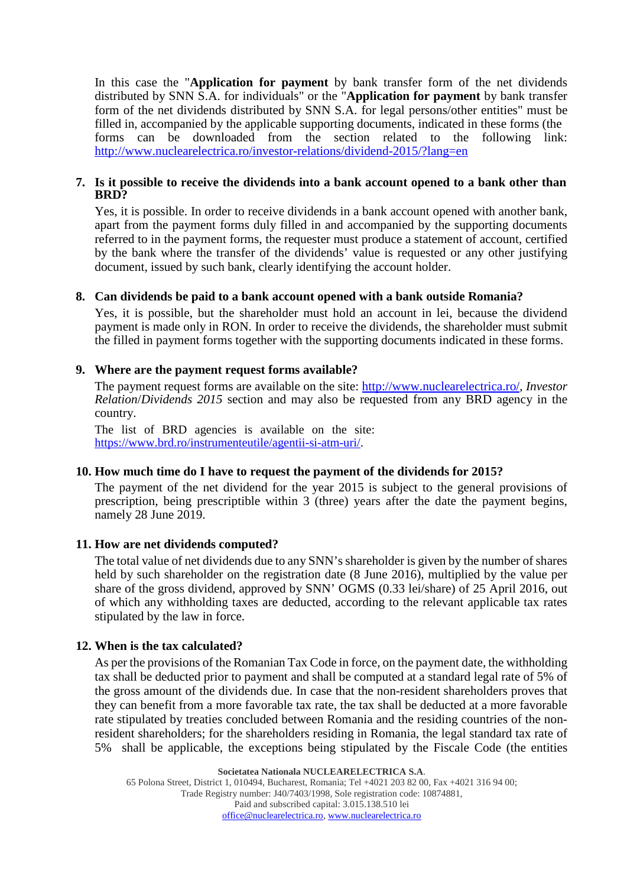In this case the "**Application for payment** by bank transfer form of the net dividends distributed by SNN S.A. for individuals" or the "**Application for payment** by bank transfer form of the net dividends distributed by SNN S.A. for legal persons/other entities" must be filled in, accompanied by the applicable supporting documents, indicated in these forms (the forms can be downloaded from the section related to the following link: http://www.nuclearelectrica.ro/investor-relations/dividend-2015/?lang=en

**7. Is it possible to receive the dividends into a bank account opened to a bank other than BRD?**

Yes, it is possible. In order to receive dividends in a bank account opened with another bank, apart from the payment forms duly filled in and accompanied by the supporting documents referred to in the payment forms, the requester must produce a statement of account, certified by the bank where the transfer of the dividends' value is requested or any other justifying document, issued by such bank, clearly identifying the account holder.

**8. Can dividends be paid to a bank account opened with a bank outside Romania?**

Yes, it is possible, but the shareholder must hold an account in lei, because the dividend payment is made only in RON. In order to receive the dividends, the shareholder must submit the filled in payment forms together with the supporting documents indicated in these forms.

**9. Where are the payment request forms available?**

The payment request forms are available on the site: http://www.nuclearelectrica.ro/, *Investor Relation*/*Dividends 2015* section and may also be requested from any BRD agency in the country.

The list of BRD agencies is available on the site: https://www.brd.ro/instrumenteutile/agentii-si-atm-uri/.

**10. How much time do I have to request the payment of the dividends for 2015?**

The payment of the net dividend for the year 2015 is subject to the general provisions of prescription, being prescriptible within 3 (three) years after the date the payment begins, namely 28 June 2019.

**11. How are net dividends computed?**

The total value of net dividends due to any SNN's shareholder is given by the number of shares held by such shareholder on the registration date (8 June 2016), multiplied by the value per share of the gross dividend, approved by SNN' OGMS (0.33 lei/share) of 25 April 2016, out of which any withholding taxes are deducted, according to the relevant applicable tax rates stipulated by the law in force.

**12. When is the tax calculated?**

As per the provisions of the Romanian Tax Code in force, on the payment date, the withholding tax shall be deducted prior to payment and shall be computed at a standard legal rate of 5% of the gross amount of the dividends due. In case that the non-resident shareholders proves that they can benefit from a more favorable tax rate, the tax shall be deducted at a more favorable rate stipulated by treaties concluded between Romania and the residing countries of the non-resident shareholders; for the shareholders residing in Romania, the legal standard tax rate of 5% shall be applicable, the exceptions being stipulated by the Fiscale Code (the entities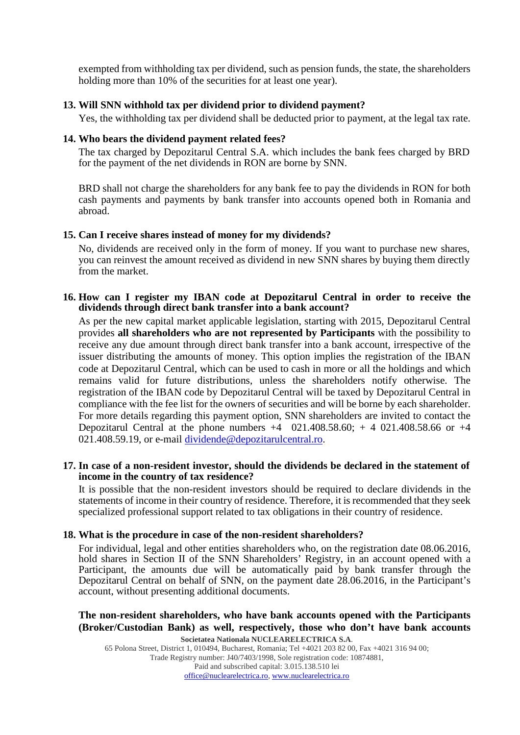exempted from withholding tax per dividend, such as pension funds, the state, the shareholders holding more than 10% of the securities for at least one year).

**13. Will SNN withhold tax per dividend prior to dividend payment?**

Yes, the withholding tax per dividend shall be deducted prior to payment, at the legal tax rate.

**14. Who bears the dividend payment related fees?**

The tax charged by Depozitarul Central S.A. which includes the bank fees charged by BRD for the payment of the net dividends in RON are borne by SNN.

BRD shall not charge the shareholders for any bank fee to pay the dividends in RON for both cash payments and payments by bank transfer into accounts opened both in Romania and abroad.

**15. Can I receive shares instead of money for my dividends?**

No, dividends are received only in the form of money. If you want to purchase new shares, you can reinvest the amount received as dividend in new SNN shares by buying them directly from the market.

**16. How can I register my IBAN code at Depozitarul Central in order to receive the dividends through direct bank transfer into a bank account?**

As per the new capital market applicable legislation, starting with 2015, Depozitarul Central provides **all shareholders who are not represented by Participants** with the possibility to receive any due amount through direct bank transfer into a bank account, irrespective of the issuer distributing the amounts of money. This option implies the registration of the IBAN code at Depozitarul Central, which can be used to cash in more or all the holdings and which remains valid for future distributions, unless the shareholders notify otherwise. The registration of the IBAN code by Depozitarul Central will be taxed by Depozitarul Central in compliance with the fee list for the owners of securities and will be borne by each shareholder. For more details regarding this payment option, SNN shareholders are invited to contact the Depozitarul Central at the phone numbers +4 021.408.58.60; + 4 021.408.58.66 or +4 021.408.59.19, or e-mail dividende@depozitarulcentral.ro.

**17. In case of a non-resident investor, should the dividends be declared in the statement of income in the country of tax residence?**

It is possible that the non-resident investors should be required to declare dividends in the statements of income in their country of residence. Therefore, it is recommended that they seek specialized professional support related to tax obligations in their country of residence.

**18. What is the procedure in case of the non-resident shareholders?**

For individual, legal and other entities shareholders who, on the registration date 08.06.2016, hold shares in Section II of the SNN Shareholders' Registry, in an account opened with a Participant, the amounts due will be automatically paid by bank transfer through the Depozitarul Central on behalf of SNN, on the payment date 28.06.2016, in the Participant's account, without presenting additional documents.

**The non-resident shareholders, who have bank accounts opened with the Participants (Broker/Custodian Bank) as well, respectively, those who don't have bank accounts**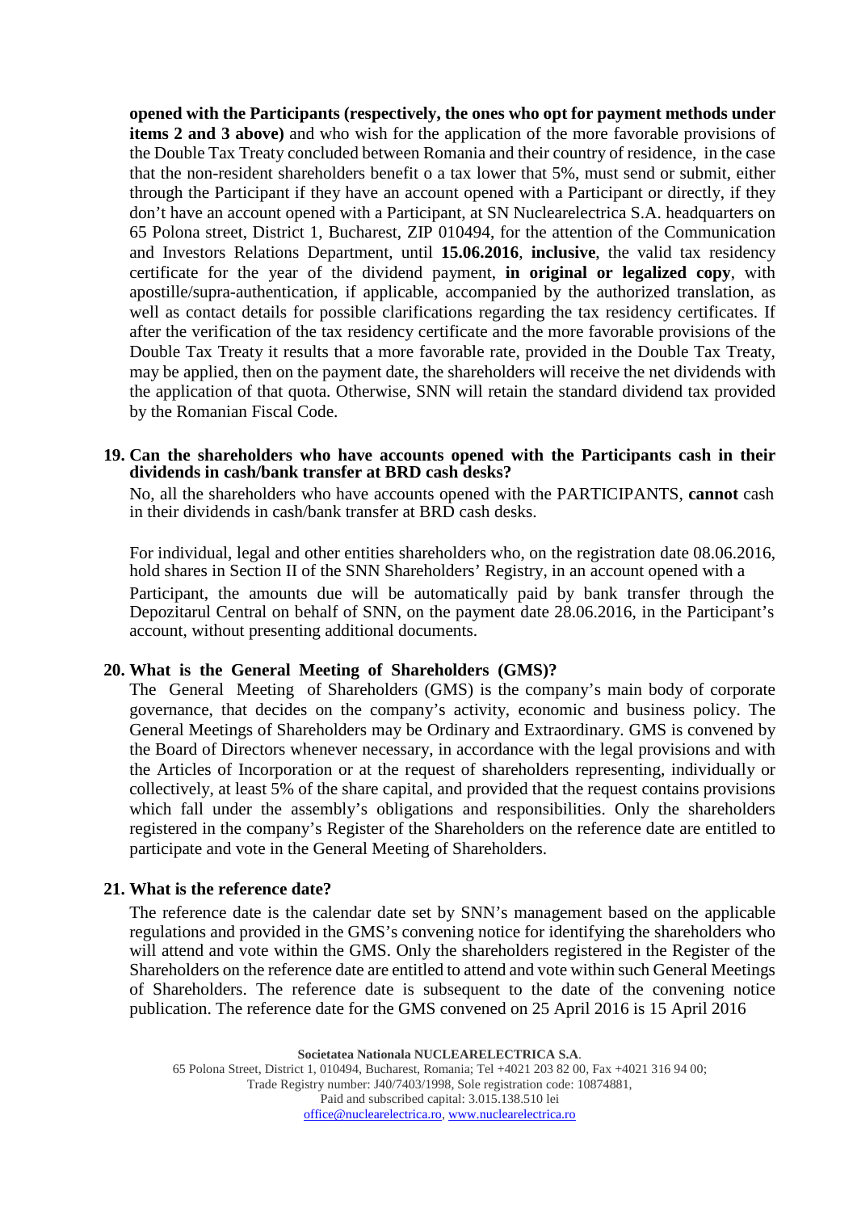**opened with the Participants (respectively, the ones who opt for payment methods under items 2 and 3 above)** and who wish for the application of the more favorable provisions of the Double Tax Treaty concluded between Romania and their country of residence, in the case that the non-resident shareholders benefit o a tax lower that 5%, must send or submit, either through the Participant if they have an account opened with a Participant or directly, if they don't have an account opened with a Participant, at SN Nuclearelectrica S.A. headquarters on 65 Polona street, District 1, Bucharest, ZIP 010494, for the attention of the Communication and Investors Relations Department, until **15.06.2016**, **inclusive**, the valid tax residency certificate for the year of the dividend payment, **in original or legalized copy**, with apostille/supra-authentication, if applicable, accompanied by the authorized translation, as well as contact details for possible clarifications regarding the tax residency certificates. If after the verification of the tax residency certificate and the more favorable provisions of the Double Tax Treaty it results that a more favorable rate, provided in the Double Tax Treaty, may be applied, then on the payment date, the shareholders will receive the net dividends with the application of that quota. Otherwise, SNN will retain the standard dividend tax provided by the Romanian Fiscal Code.

**19. Can the shareholders who have accounts opened with the Participants cash in their dividends in cash/bank transfer at BRD cash desks?**

No, all the shareholders who have accounts opened with the PARTICIPANTS, **cannot** cash in their dividends in cash/bank transfer at BRD cash desks.

For individual, legal and other entities shareholders who, on the registration date 08.06.2016, hold shares in Section II of the SNN Shareholders' Registry, in an account opened with a Participant, the amounts due will be automatically paid by bank transfer through the Depozitarul Central on behalf of SNN, on the payment date 28.06.2016, in the Participant's account, without presenting additional documents.

**20. What is the General Meeting of Shareholders (GMS)?**

The General Meeting of Shareholders (GMS) is the company's main body of corporate governance, that decides on the company's activity, economic and business policy. The General Meetings of Shareholders may be Ordinary and Extraordinary. GMS is convened by the Board of Directors whenever necessary, in accordance with the legal provisions and with the Articles of Incorporation or at the request of shareholders representing, individually or collectively, at least 5% of the share capital, and provided that the request contains provisions which fall under the assembly's obligations and responsibilities. Only the shareholders registered in the company's Register of the Shareholders on the reference date are entitled to participate and vote in the General Meeting of Shareholders.

**21. What is the reference date?**

The reference date is the calendar date set by SNN's management based on the applicable regulations and provided in the GMS's convening notice for identifying the shareholders who will attend and vote within the GMS. Only the shareholders registered in the Register of the Shareholders on the reference date are entitled to attend and vote within such General Meetings of Shareholders. The reference date is subsequent to the date of the convening notice publication. The reference date for the GMS convened on 25 April 2016 is 15 April 2016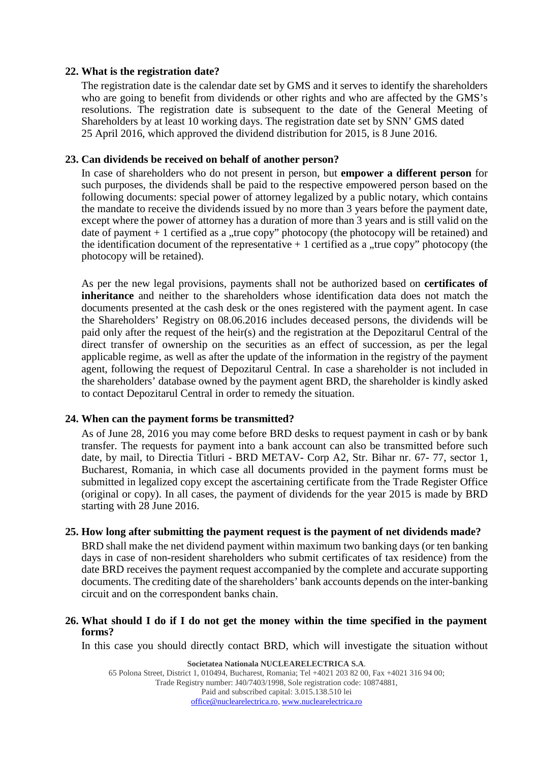## 22. What is the registration date?

The registration date is the calendar date set by GMS and it serves to identify the shareholders who are going to benefit from dividends or other rights and who are affected by the GMS's resolutions. The registration date is subsequent to the date of the General Meeting of Shareholders by at least 10 working days. The registration date set by SNN' GMS dated 25 April 2016, which approved the dividend distribution for 2015, is 8 June 2016.

## 23. Can dividends be received on behalf of another person?

In case of shareholders who do not present in person, but **empower a different person** for such purposes, the dividends shall be paid to the respective empowered person based on the following documents: special power of attorney legalized by a public notary, which contains the mandate to receive the dividends issued by no more than 3 years before the payment date, except where the power of attorney has a duration of more than 3 years and is still valid on the date of payment + 1 certified as a „true copy" photocopy (the photocopy will be retained) and the identification document of the representative + 1 certified as a „true copy" photocopy (the photocopy will be retained).

As per the new legal provisions, payments shall not be authorized based on **certificates of inheritance** and neither to the shareholders whose identification data does not match the documents presented at the cash desk or the ones registered with the payment agent. In case the Shareholders' Registry on 08.06.2016 includes deceased persons, the dividends will be paid only after the request of the heir(s) and the registration at the Depozitarul Central of the direct transfer of ownership on the securities as an effect of succession, as per the legal applicable regime, as well as after the update of the information in the registry of the payment agent, following the request of Depozitarul Central. In case a shareholder is not included in the shareholders' database owned by the payment agent BRD, the shareholder is kindly asked to contact Depozitarul Central in order to remedy the situation.

## 24. When can the payment forms be transmitted?

As of June 28, 2016 you may come before BRD desks to request payment in cash or by bank transfer. The requests for payment into a bank account can also be transmitted before such date, by mail, to Directia Titluri - BRD METAV- Corp A2, Str. Bihar nr. 67- 77, sector 1, Bucharest, Romania, in which case all documents provided in the payment forms must be submitted in legalized copy except the ascertaining certificate from the Trade Register Office (original or copy). In all cases, the payment of dividends for the year 2015 is made by BRD starting with 28 June 2016.

## 25. How long after submitting the payment request is the payment of net dividends made?

BRD shall make the net dividend payment within maximum two banking days (or ten banking days in case of non-resident shareholders who submit certificates of tax residence) from the date BRD receives the payment request accompanied by the complete and accurate supporting documents. The crediting date of the shareholders' bank accounts depends on the inter-banking circuit and on the correspondent banks chain.

## 26. What should I do if I do not get the money within the time specified in the payment forms?

In this case you should directly contact BRD, which will investigate the situation without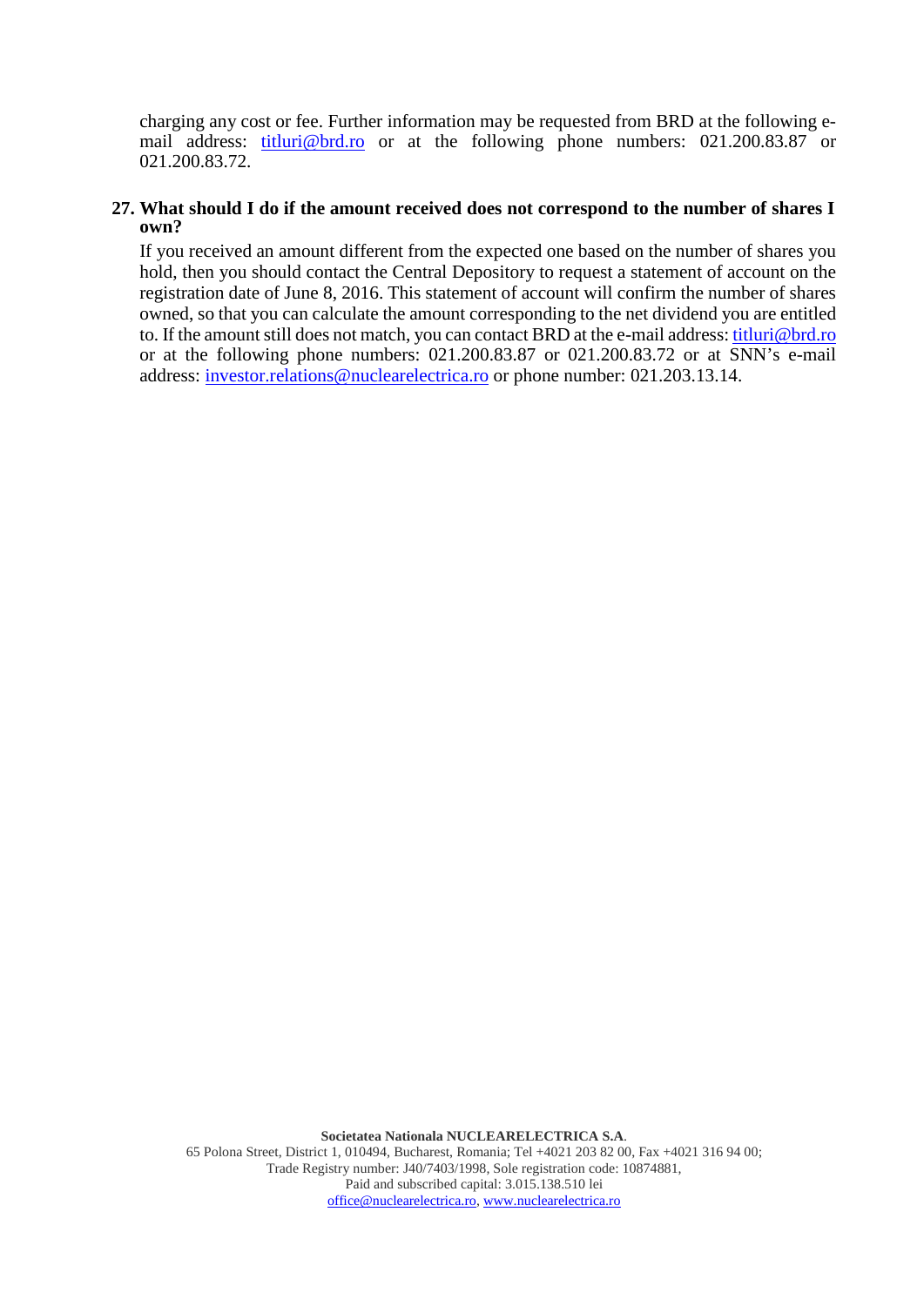charging any cost or fee. Further information may be requested from BRD at the following e-mail address: titluri@brd.ro or at the following phone numbers: 021.200.83.87 or 021.200.83.72.

**27. What should I do if the amount received does not correspond to the number of shares I own?**

If you received an amount different from the expected one based on the number of shares you hold, then you should contact the Central Depository to request a statement of account on the registration date of June 8, 2016. This statement of account will confirm the number of shares owned, so that you can calculate the amount corresponding to the net dividend you are entitled to. If the amount still does not match, you can contact BRD at the e-mail address: titluri@brd.ro or at the following phone numbers: 021.200.83.87 or 021.200.83.72 or at SNN's e-mail address: investor.relations@nuclearelectrica.ro or phone number: 021.203.13.14.